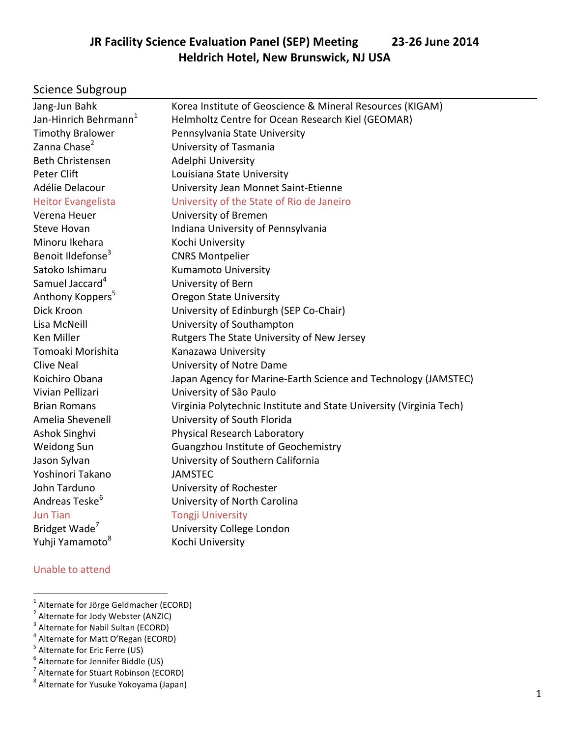# JR Facility Science Evaluation Panel (SEP) Meeting 23-26 June 2014
# Heldrich Hotel, New Brunswick, NJ USA

## Science Subgroup

| | |
|---|---|
| Jang-Jun Bahk | Korea Institute of Geoscience & Mineral Resources (KIGAM) |
| Jan-Hinrich Behrmann[1] | Helmholtz Centre for Ocean Research Kiel (GEOMAR) |
| Timothy Bralower | Pennsylvania State University |
| Zanna Chase[2] | University of Tasmania |
| Beth Christensen | Adelphi University |
| Peter Clift | Louisiana State University |
| Adélie Delacour | University Jean Monnet Saint-Etienne |
| Heitor Evangelista | University of the State of Rio de Janeiro |
| Verena Heuer | University of Bremen |
| Steve Hovan | Indiana University of Pennsylvania |
| Minoru Ikehara | Kochi University |
| Benoit Ildefonse[3] | CNRS Montpelier |
| Satoko Ishimaru | Kumamoto University |
| Samuel Jaccard[4] | University of Bern |
| Anthony Koppers[5] | Oregon State University |
| Dick Kroon | University of Edinburgh (SEP Co-Chair) |
| Lisa McNeill | University of Southampton |
| Ken Miller | Rutgers The State University of New Jersey |
| Tomoaki Morishita | Kanazawa University |
| Clive Neal | University of Notre Dame |
| Koichiro Obana | Japan Agency for Marine-Earth Science and Technology (JAMSTEC) |
| Vivian Pellizari | University of São Paulo |
| Brian Romans | Virginia Polytechnic Institute and State University (Virginia Tech) |
| Amelia Shevenell | University of South Florida |
| Ashok Singhvi | Physical Research Laboratory |
| Weidong Sun | Guangzhou Institute of Geochemistry |
| Jason Sylvan | University of Southern California |
| Yoshinori Takano | JAMSTEC |
| John Tarduno | University of Rochester |
| Andreas Teske[6] | University of North Carolina |
| Jun Tian | Tongji University |
| Bridget Wade[7] | University College London |
| Yuhji Yamamoto[8] | Kochi University |

Unable to attend: Heitor Evangelista, Jun Tian

[1] Alternate for Jörge Geldmacher (ECORD)
[2] Alternate for Jody Webster (ANZIC)
[3] Alternate for Nabil Sultan (ECORD)
[4] Alternate for Matt O'Regan (ECORD)
[5] Alternate for Eric Ferre (US)
[6] Alternate for Jennifer Biddle (US)
[7] Alternate for Stuart Robinson (ECORD)
[8] Alternate for Yusuke Yokoyama (Japan)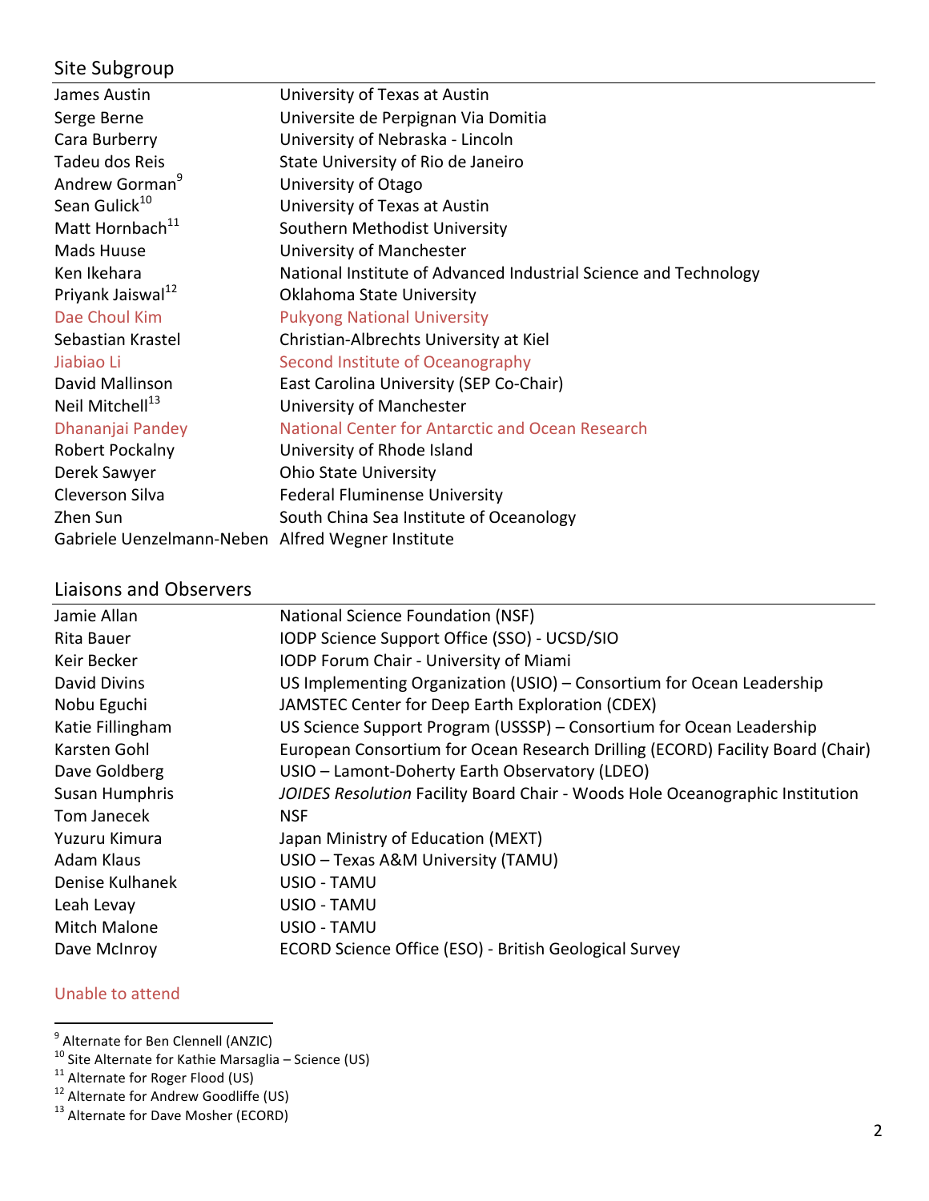## Site Subgroup

| | |
|---|---|
| James Austin | University of Texas at Austin |
| Serge Berne | Universite de Perpignan Via Domitia |
| Cara Burberry | University of Nebraska - Lincoln |
| Tadeu dos Reis | State University of Rio de Janeiro |
| Andrew Gorman[9] | University of Otago |
| Sean Gulick[10] | University of Texas at Austin |
| Matt Hornbach[11] | Southern Methodist University |
| Mads Huuse | University of Manchester |
| Ken Ikehara | National Institute of Advanced Industrial Science and Technology |
| Priyank Jaiswal[12] | Oklahoma State University |
| Dae Choul Kim | Pukyong National University |
| Sebastian Krastel | Christian-Albrechts University at Kiel |
| Jiabiao Li | Second Institute of Oceanography |
| David Mallinson | East Carolina University (SEP Co-Chair) |
| Neil Mitchell[13] | University of Manchester |
| Dhananjai Pandey | National Center for Antarctic and Ocean Research |
| Robert Pockalny | University of Rhode Island |
| Derek Sawyer | Ohio State University |
| Cleverson Silva | Federal Fluminense University |
| Zhen Sun | South China Sea Institute of Oceanology |
| Gabriele Uenzelmann-Neben | Alfred Wegner Institute |

## Liaisons and Observers

| | |
|---|---|
| Jamie Allan | National Science Foundation (NSF) |
| Rita Bauer | IODP Science Support Office (SSO) - UCSD/SIO |
| Keir Becker | IODP Forum Chair - University of Miami |
| David Divins | US Implementing Organization (USIO) – Consortium for Ocean Leadership |
| Nobu Eguchi | JAMSTEC Center for Deep Earth Exploration (CDEX) |
| Katie Fillingham | US Science Support Program (USSSP) – Consortium for Ocean Leadership |
| Karsten Gohl | European Consortium for Ocean Research Drilling (ECORD) Facility Board (Chair) |
| Dave Goldberg | USIO – Lamont-Doherty Earth Observatory (LDEO) |
| Susan Humphris | *JOIDES Resolution* Facility Board Chair - Woods Hole Oceanographic Institution |
| Tom Janecek | NSF |
| Yuzuru Kimura | Japan Ministry of Education (MEXT) |
| Adam Klaus | USIO – Texas A&M University (TAMU) |
| Denise Kulhanek | USIO - TAMU |
| Leah Levay | USIO - TAMU |
| Mitch Malone | USIO - TAMU |
| Dave McInroy | ECORD Science Office (ESO) - British Geological Survey |

Unable to attend (Dae Choul Kim, Jiabiao Li, Dhananjai Pandey)

[9] Alternate for Ben Clennell (ANZIC)
[10] Site Alternate for Kathie Marsaglia – Science (US)
[11] Alternate for Roger Flood (US)
[12] Alternate for Andrew Goodliffe (US)
[13] Alternate for Dave Mosher (ECORD)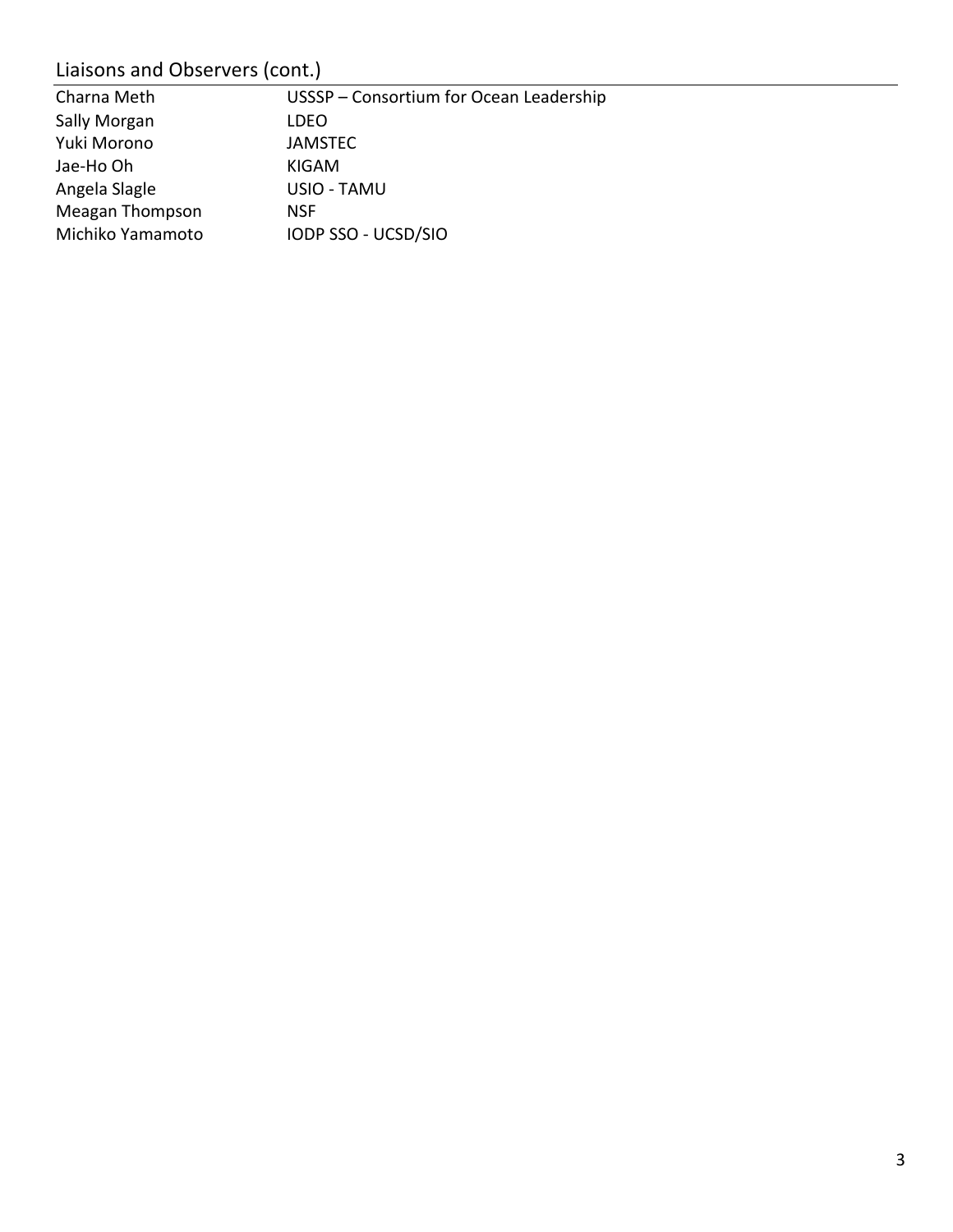## Liaisons and Observers (cont.)

| | |
|---|---|
| Charna Meth | USSSP – Consortium for Ocean Leadership |
| Sally Morgan | LDEO |
| Yuki Morono | JAMSTEC |
| Jae-Ho Oh | KIGAM |
| Angela Slagle | USIO - TAMU |
| Meagan Thompson | NSF |
| Michiko Yamamoto | IODP SSO - UCSD/SIO |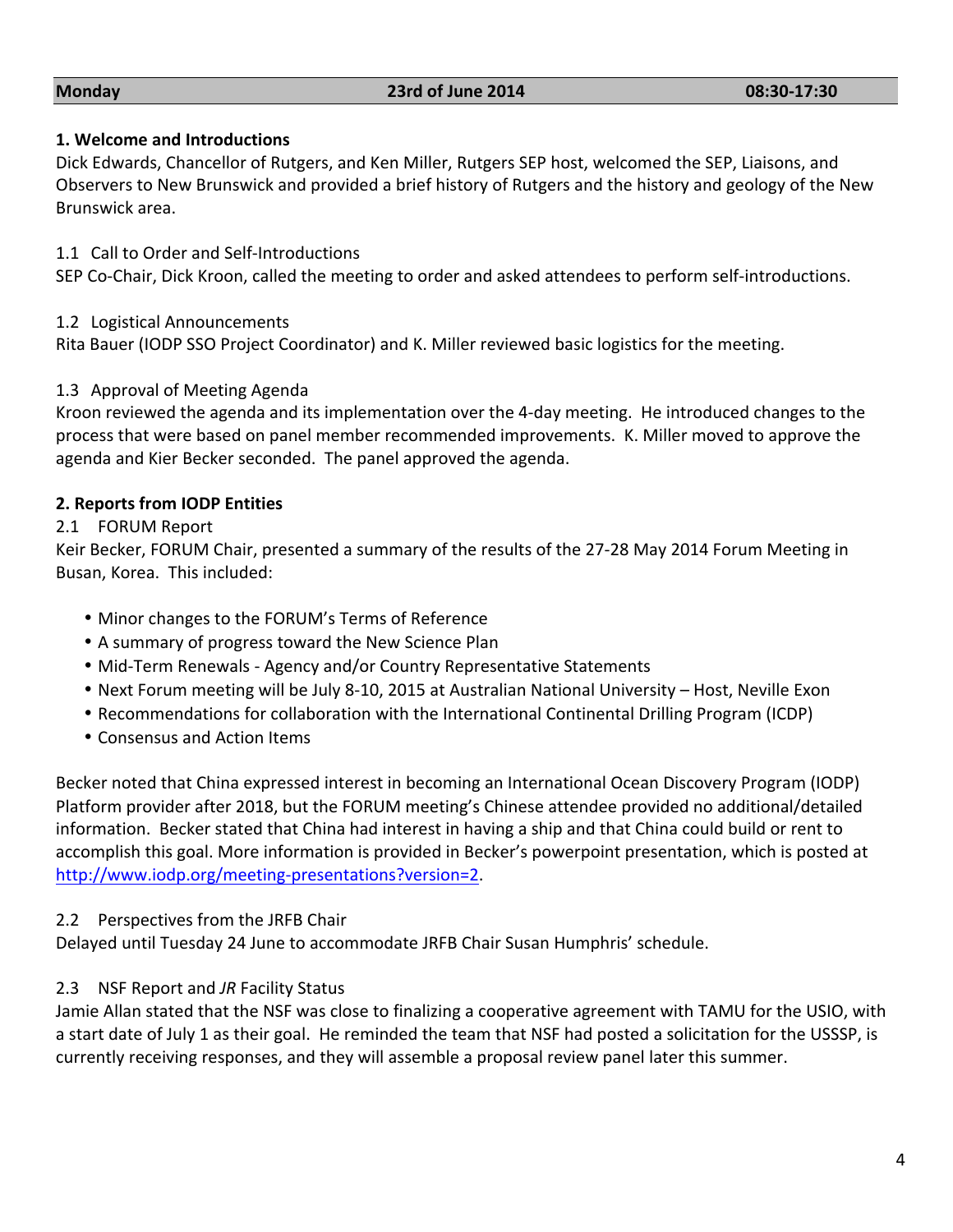| Monday | 23rd of June 2014 | 08:30-17:30 |
|---|---|---|

**1. Welcome and Introductions**

Dick Edwards, Chancellor of Rutgers, and Ken Miller, Rutgers SEP host, welcomed the SEP, Liaisons, and Observers to New Brunswick and provided a brief history of Rutgers and the history and geology of the New Brunswick area.

1.1 Call to Order and Self-Introductions

SEP Co-Chair, Dick Kroon, called the meeting to order and asked attendees to perform self-introductions.

1.2 Logistical Announcements

Rita Bauer (IODP SSO Project Coordinator) and K. Miller reviewed basic logistics for the meeting.

1.3 Approval of Meeting Agenda

Kroon reviewed the agenda and its implementation over the 4-day meeting. He introduced changes to the process that were based on panel member recommended improvements. K. Miller moved to approve the agenda and Kier Becker seconded. The panel approved the agenda.

**2. Reports from IODP Entities**

2.1 FORUM Report

Keir Becker, FORUM Chair, presented a summary of the results of the 27-28 May 2014 Forum Meeting in Busan, Korea. This included:

- Minor changes to the FORUM's Terms of Reference
- A summary of progress toward the New Science Plan
- Mid-Term Renewals - Agency and/or Country Representative Statements
- Next Forum meeting will be July 8-10, 2015 at Australian National University – Host, Neville Exon
- Recommendations for collaboration with the International Continental Drilling Program (ICDP)
- Consensus and Action Items

Becker noted that China expressed interest in becoming an International Ocean Discovery Program (IODP) Platform provider after 2018, but the FORUM meeting's Chinese attendee provided no additional/detailed information. Becker stated that China had interest in having a ship and that China could build or rent to accomplish this goal. More information is provided in Becker's powerpoint presentation, which is posted at http://www.iodp.org/meeting-presentations?version=2.

2.2 Perspectives from the JRFB Chair

Delayed until Tuesday 24 June to accommodate JRFB Chair Susan Humphris' schedule.

2.3 NSF Report and *JR* Facility Status

Jamie Allan stated that the NSF was close to finalizing a cooperative agreement with TAMU for the USIO, with a start date of July 1 as their goal. He reminded the team that NSF had posted a solicitation for the USSSP, is currently receiving responses, and they will assemble a proposal review panel later this summer.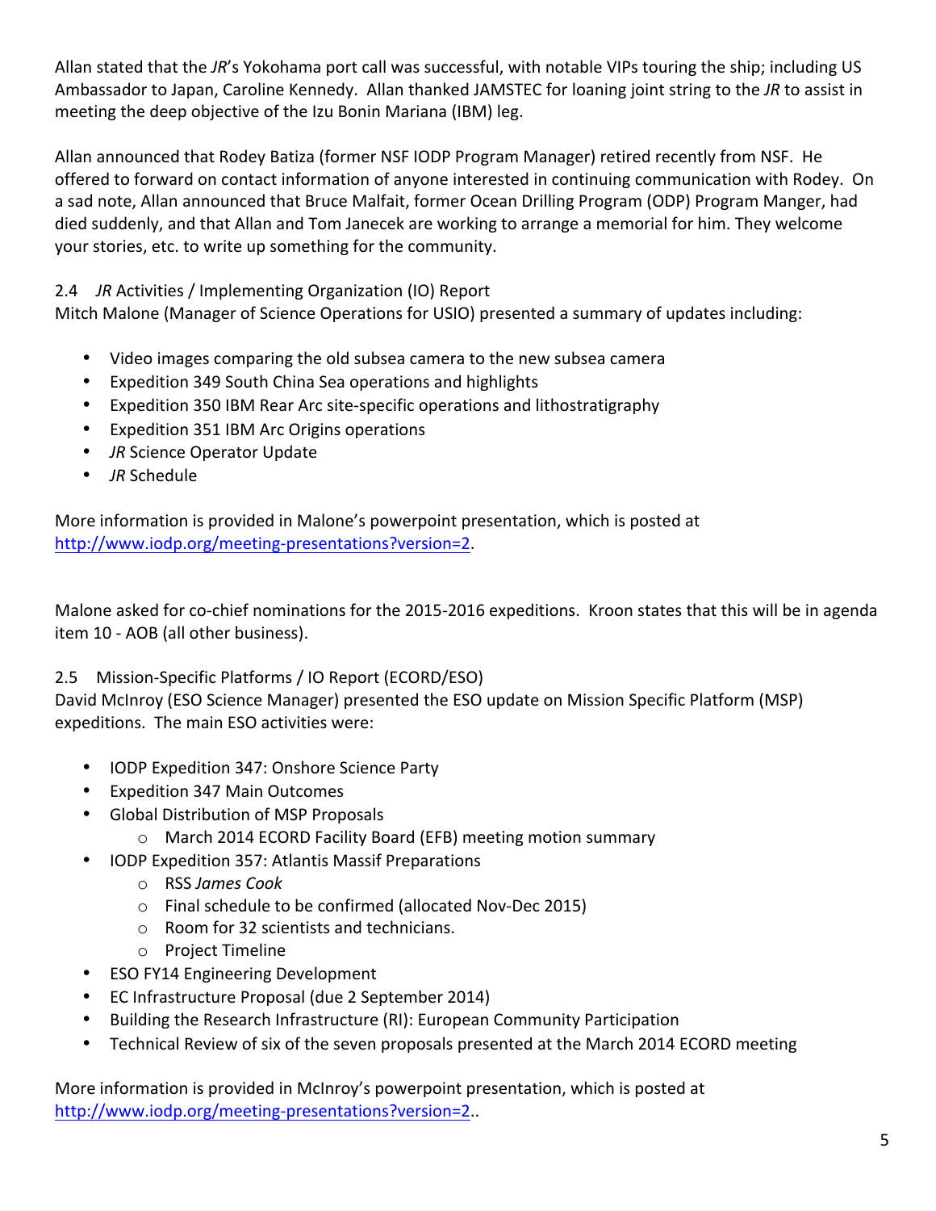Allan stated that the *JR*'s Yokohama port call was successful, with notable VIPs touring the ship; including US Ambassador to Japan, Caroline Kennedy. Allan thanked JAMSTEC for loaning joint string to the *JR* to assist in meeting the deep objective of the Izu Bonin Mariana (IBM) leg.

Allan announced that Rodey Batiza (former NSF IODP Program Manager) retired recently from NSF. He offered to forward on contact information of anyone interested in continuing communication with Rodey. On a sad note, Allan announced that Bruce Malfait, former Ocean Drilling Program (ODP) Program Manger, had died suddenly, and that Allan and Tom Janecek are working to arrange a memorial for him. They welcome your stories, etc. to write up something for the community.

2.4 *JR* Activities / Implementing Organization (IO) Report

Mitch Malone (Manager of Science Operations for USIO) presented a summary of updates including:

- Video images comparing the old subsea camera to the new subsea camera
- Expedition 349 South China Sea operations and highlights
- Expedition 350 IBM Rear Arc site-specific operations and lithostratigraphy
- Expedition 351 IBM Arc Origins operations
- *JR* Science Operator Update
- *JR* Schedule

More information is provided in Malone's powerpoint presentation, which is posted at http://www.iodp.org/meeting-presentations?version=2.

Malone asked for co-chief nominations for the 2015-2016 expeditions. Kroon states that this will be in agenda item 10 - AOB (all other business).

2.5 Mission-Specific Platforms / IO Report (ECORD/ESO)

David McInroy (ESO Science Manager) presented the ESO update on Mission Specific Platform (MSP) expeditions. The main ESO activities were:

- IODP Expedition 347: Onshore Science Party
- Expedition 347 Main Outcomes
- Global Distribution of MSP Proposals
  - March 2014 ECORD Facility Board (EFB) meeting motion summary
- IODP Expedition 357: Atlantis Massif Preparations
  - RSS *James Cook*
  - Final schedule to be confirmed (allocated Nov-Dec 2015)
  - Room for 32 scientists and technicians.
  - Project Timeline
- ESO FY14 Engineering Development
- EC Infrastructure Proposal (due 2 September 2014)
- Building the Research Infrastructure (RI): European Community Participation
- Technical Review of six of the seven proposals presented at the March 2014 ECORD meeting

More information is provided in McInroy's powerpoint presentation, which is posted at http://www.iodp.org/meeting-presentations?version=2..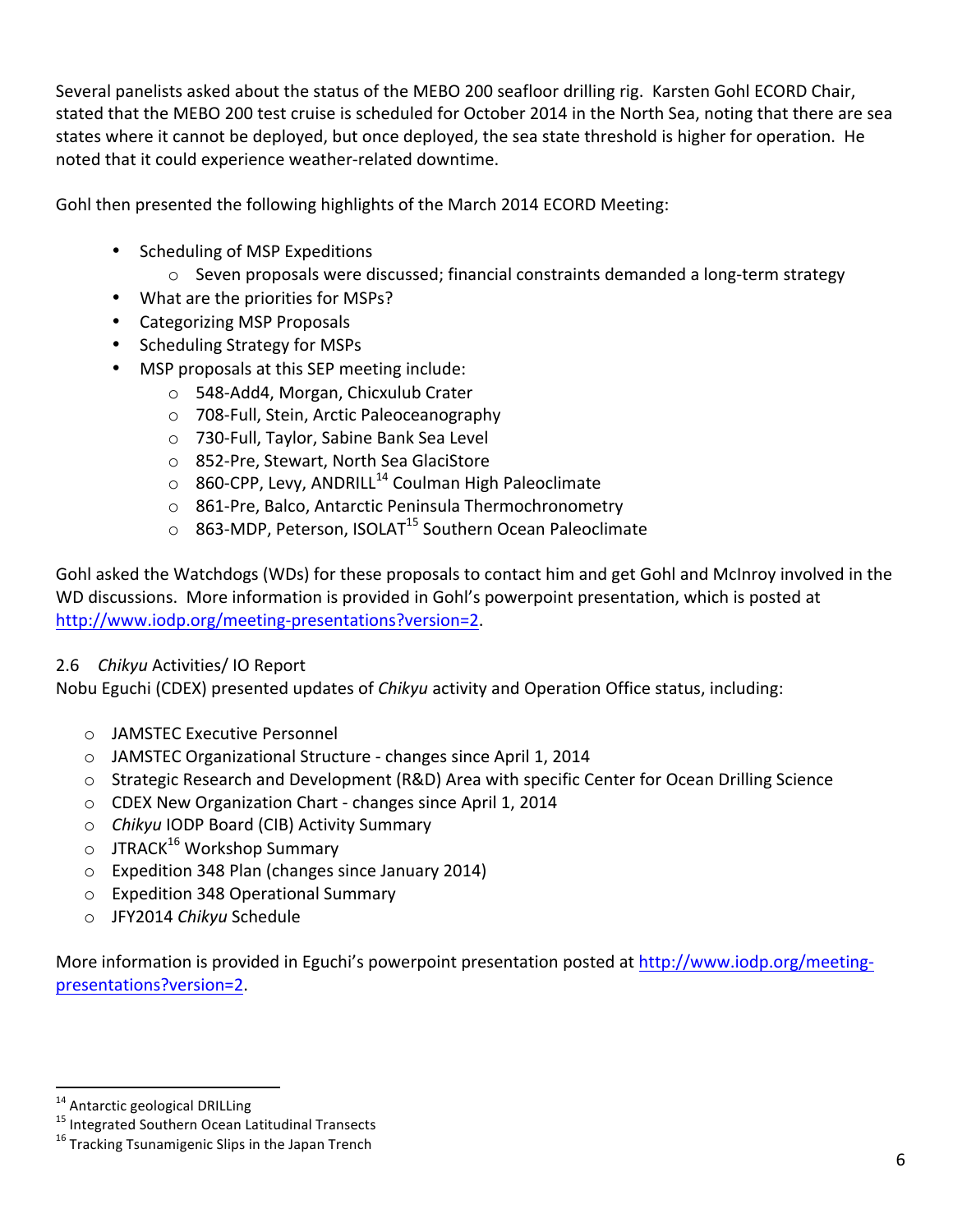Several panelists asked about the status of the MEBO 200 seafloor drilling rig. Karsten Gohl ECORD Chair, stated that the MEBO 200 test cruise is scheduled for October 2014 in the North Sea, noting that there are sea states where it cannot be deployed, but once deployed, the sea state threshold is higher for operation. He noted that it could experience weather-related downtime.

Gohl then presented the following highlights of the March 2014 ECORD Meeting:

- Scheduling of MSP Expeditions
  - Seven proposals were discussed; financial constraints demanded a long-term strategy
- What are the priorities for MSPs?
- Categorizing MSP Proposals
- Scheduling Strategy for MSPs
- MSP proposals at this SEP meeting include:
  - 548-Add4, Morgan, Chicxulub Crater
  - 708-Full, Stein, Arctic Paleoceanography
  - 730-Full, Taylor, Sabine Bank Sea Level
  - 852-Pre, Stewart, North Sea GlaciStore
  - 860-CPP, Levy, ANDRILL[14] Coulman High Paleoclimate
  - 861-Pre, Balco, Antarctic Peninsula Thermochronometry
  - 863-MDP, Peterson, ISOLAT[15] Southern Ocean Paleoclimate

Gohl asked the Watchdogs (WDs) for these proposals to contact him and get Gohl and McInroy involved in the WD discussions. More information is provided in Gohl's powerpoint presentation, which is posted at [http://www.iodp.org/meeting-presentations?version=2](http://www.iodp.org/meeting-presentations?version=2).

2.6 *Chikyu* Activities/ IO Report

Nobu Eguchi (CDEX) presented updates of *Chikyu* activity and Operation Office status, including:

- JAMSTEC Executive Personnel
- JAMSTEC Organizational Structure - changes since April 1, 2014
- Strategic Research and Development (R&D) Area with specific Center for Ocean Drilling Science
- CDEX New Organization Chart - changes since April 1, 2014
- *Chikyu* IODP Board (CIB) Activity Summary
- JTRACK[16] Workshop Summary
- Expedition 348 Plan (changes since January 2014)
- Expedition 348 Operational Summary
- JFY2014 *Chikyu* Schedule

More information is provided in Eguchi's powerpoint presentation posted at [http://www.iodp.org/meeting-presentations?version=2](http://www.iodp.org/meeting-presentations?version=2).

---

[14] Antarctic geological DRILLing

[15] Integrated Southern Ocean Latitudinal Transects

[16] Tracking Tsunamigenic Slips in the Japan Trench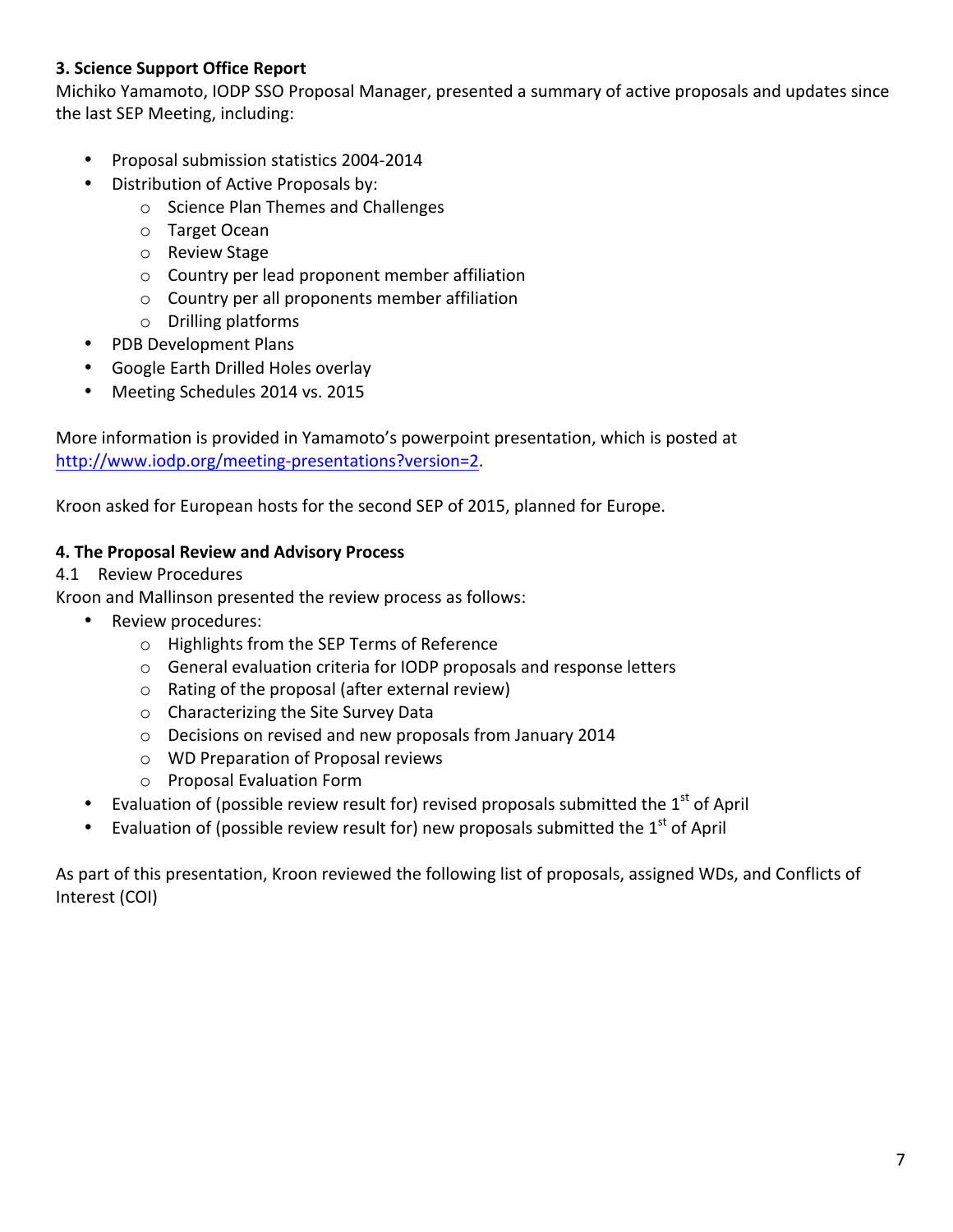**3. Science Support Office Report**

Michiko Yamamoto, IODP SSO Proposal Manager, presented a summary of active proposals and updates since the last SEP Meeting, including:

- Proposal submission statistics 2004-2014
- Distribution of Active Proposals by:
    - Science Plan Themes and Challenges
    - Target Ocean
    - Review Stage
    - Country per lead proponent member affiliation
    - Country per all proponents member affiliation
    - Drilling platforms
- PDB Development Plans
- Google Earth Drilled Holes overlay
- Meeting Schedules 2014 vs. 2015

More information is provided in Yamamoto's powerpoint presentation, which is posted at http://www.iodp.org/meeting-presentations?version=2.

Kroon asked for European hosts for the second SEP of 2015, planned for Europe.

**4. The Proposal Review and Advisory Process**

4.1 Review Procedures

Kroon and Mallinson presented the review process as follows:

- Review procedures:
    - Highlights from the SEP Terms of Reference
    - General evaluation criteria for IODP proposals and response letters
    - Rating of the proposal (after external review)
    - Characterizing the Site Survey Data
    - Decisions on revised and new proposals from January 2014
    - WD Preparation of Proposal reviews
    - Proposal Evaluation Form
- Evaluation of (possible review result for) revised proposals submitted the 1st of April
- Evaluation of (possible review result for) new proposals submitted the 1st of April

As part of this presentation, Kroon reviewed the following list of proposals, assigned WDs, and Conflicts of Interest (COI)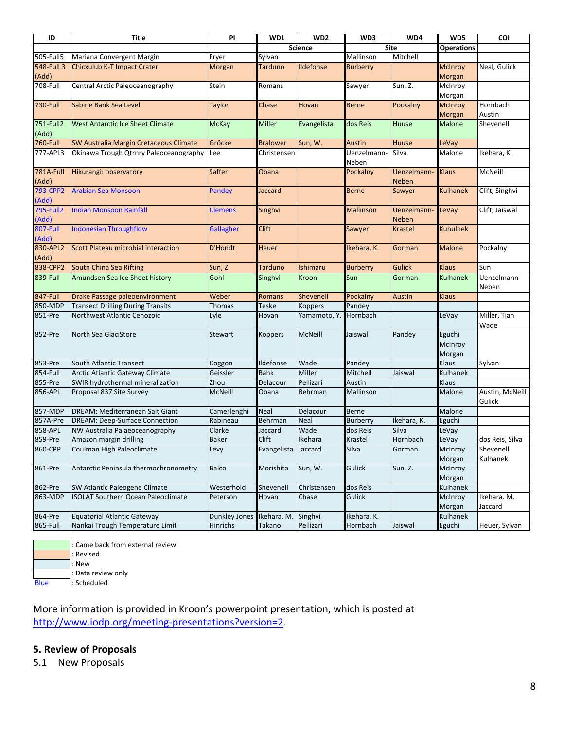| ID | Title | PI | WD1 | WD2 | WD3 | WD4 | WD5 | COI |
|---|---|---|---|---|---|---|---|---|
| | | | Science | | Site | | Operations | |
| 505-Full5 | Mariana Convergent Margin | Fryer | Sylvan | | Mallinson | Mitchell | | |
| 548-Full 3 (Add) | Chicxulub K-T Impact Crater | Morgan | Tarduno | Ildefonse | Burberry | | McInroy Morgan | Neal, Gulick |
| 708-Full | Central Arctic Paleoceanography | Stein | Romans | | Sawyer | Sun, Z. | McInroy Morgan | |
| 730-Full | Sabine Bank Sea Level | Taylor | Chase | Hovan | Berne | Pockalny | McInroy Morgan | Hornbach Austin |
| 751-Full2 (Add) | West Antarctic Ice Sheet Climate | McKay | Miller | Evangelista | dos Reis | Huuse | Malone | Shevenell |
| 760-Full | SW Australia Margin Cretaceous Climate | Gröcke | Bralower | Sun, W. | Austin | Huuse | LeVay | |
| 777-APL3 | Okinawa Trough Qtrnry Paleoceanography | Lee | Christensen | | Uenzelmann-Neben | Silva | Malone | Ikehara, K. |
| 781A-Full (Add) | Hikurangi: observatory | Saffer | Obana | | Pockalny | Uenzelmann-Neben | Klaus | McNeill |
| 793-CPP2 (Add) | Arabian Sea Monsoon | Pandey | Jaccard | | Berne | Sawyer | Kulhanek | Clift, Singhvi |
| 795-Full2 (Add) | Indian Monsoon Rainfall | Clemens | Singhvi | | Mallinson | Uenzelmann-Neben | LeVay | Clift, Jaiswal |
| 807-Full (Add) | Indonesian Throughflow | Gallagher | Clift | | Sawyer | Krastel | Kuhulnek | |
| 830-APL2 (Add) | Scott Plateau microbial interaction | D'Hondt | Heuer | | Ikehara, K. | Gorman | Malone | Pockalny |
| 838-CPP2 | South China Sea Rifting | Sun, Z. | Tarduno | Ishimaru | Burberry | Gulick | Klaus | Sun |
| 839-Full | Amundsen Sea Ice Sheet history | Gohl | Singhvi | Kroon | Sun | Gorman | Kulhanek | Uenzelmann-Neben |
| 847-Full | Drake Passage paleoenvironment | Weber | Romans | Shevenell | Pockalny | Austin | Klaus | |
| 850-MDP | Transect Drilling During Transits | Thomas | Teske | Koppers | Pandey | | | |
| 851-Pre | Northwest Atlantic Cenozoic | Lyle | Hovan | Yamamoto, Y. | Hornbach | | LeVay | Miller, Tian Wade |
| 852-Pre | North Sea GlaciStore | Stewart | Koppers | McNeill | Jaiswal | Pandey | Eguchi McInroy Morgan | |
| 853-Pre | South Atlantic Transect | Coggon | Ildefonse | Wade | Pandey | | Klaus | Sylvan |
| 854-Full | Arctic Atlantic Gateway Climate | Geissler | Bahk | Miller | Mitchell | Jaiswal | Kulhanek | |
| 855-Pre | SWIR hydrothermal mineralization | Zhou | Delacour | Pellizari | Austin | | Klaus | |
| 856-APL | Proposal 837 Site Survey | McNeill | Obana | Behrman | Mallinson | | Malone | Austin, McNeill Gulick |
| 857-MDP | DREAM: Mediterranean Salt Giant | Camerlenghi | Neal | Delacour | Berne | | Malone | |
| 857A-Pre | DREAM: Deep-Surface Connection | Rabineau | Behrman | Neal | Burberry | Ikehara, K. | Eguchi | |
| 858-APL | NW Australia Palaeoceanography | Clarke | Jaccard | Wade | dos Reis | Silva | LeVay | |
| 859-Pre | Amazon margin drilling | Baker | Clift | Ikehara | Krastel | Hornbach | LeVay | dos Reis, Silva |
| 860-CPP | Coulman High Paleoclimate | Levy | Evangelista | Jaccard | Silva | Gorman | McInroy Morgan | Shevenell Kulhanek |
| 861-Pre | Antarctic Peninsula thermochronometry | Balco | Morishita | Sun, W. | Gulick | Sun, Z. | McInroy Morgan | |
| 862-Pre | SW Atlantic Paleogene Climate | Westerhold | Shevenell | Christensen | dos Reis | | Kulhanek | |
| 863-MDP | ISOLAT Southern Ocean Paleoclimate | Peterson | Hovan | Chase | Gulick | | McInroy Morgan | Ikehara. M. Jaccard |
| 864-Pre | Equatorial Atlantic Gateway | Dunkley Jones | Ikehara, M. | Singhvi | Ikehara, K. | | Kulhanek | |
| 865-Full | Nankai Trough Temperature Limit | Hinrichs | Takano | Pellizari | Hornbach | Jaiswal | Eguchi | Heuer, Sylvan |

| Legend | |
|---|---|
| (green) | : Came back from external review |
| (orange) | : Revised |
| (light blue) | : New |
| (white) | : Data review only |
| Blue | : Scheduled |

More information is provided in Kroon's powerpoint presentation, which is posted at http://www.iodp.org/meeting-presentations?version=2.

## 5. Review of Proposals

5.1 New Proposals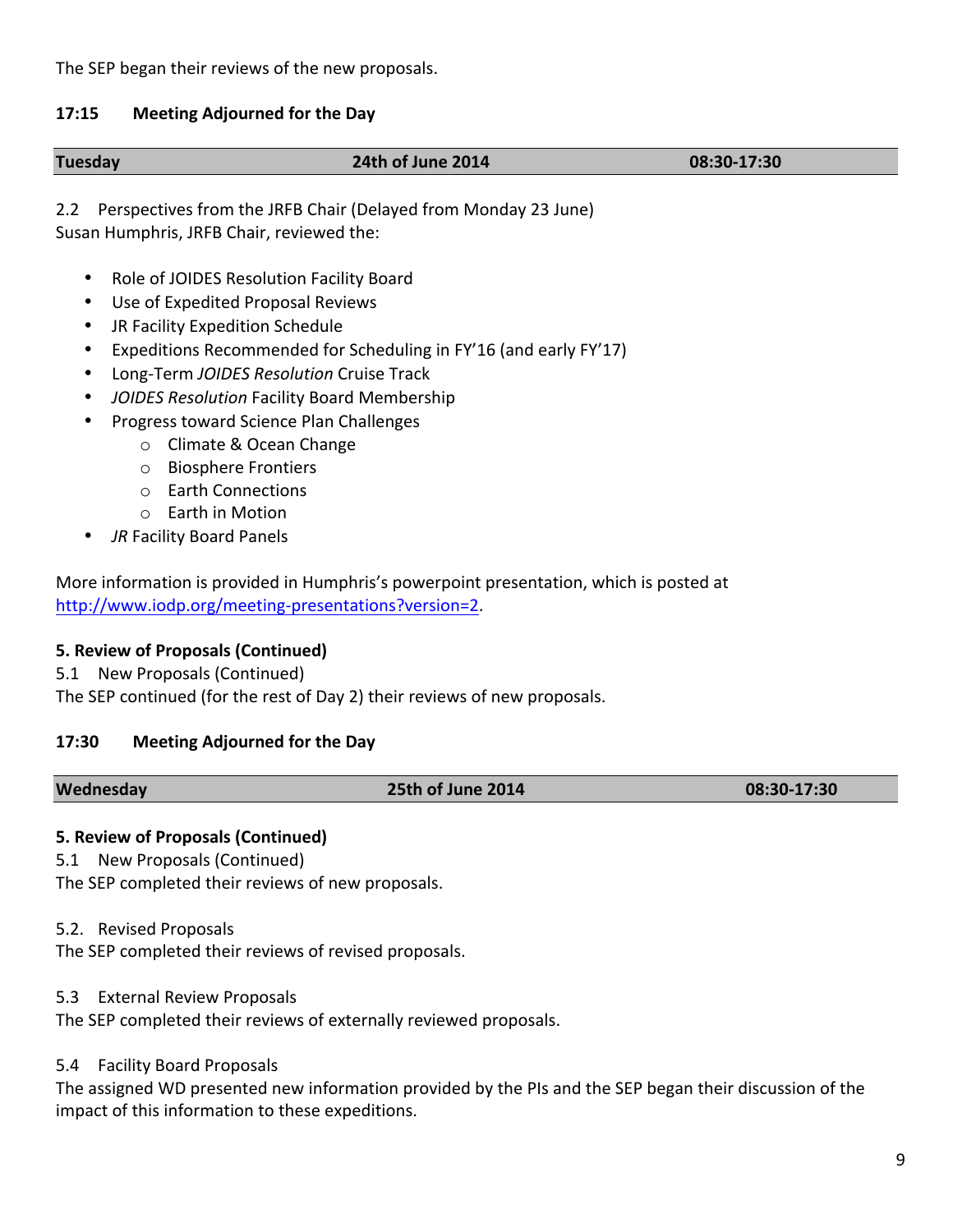The SEP began their reviews of the new proposals.

**17:15 Meeting Adjourned for the Day**

| Tuesday | 24th of June 2014 | 08:30-17:30 |
|---|---|---|

2.2 Perspectives from the JRFB Chair (Delayed from Monday 23 June)
Susan Humphris, JRFB Chair, reviewed the:

- Role of JOIDES Resolution Facility Board
- Use of Expedited Proposal Reviews
- JR Facility Expedition Schedule
- Expeditions Recommended for Scheduling in FY'16 (and early FY'17)
- Long-Term *JOIDES Resolution* Cruise Track
- *JOIDES Resolution* Facility Board Membership
- Progress toward Science Plan Challenges
    - Climate & Ocean Change
    - Biosphere Frontiers
    - Earth Connections
    - Earth in Motion
- *JR* Facility Board Panels

More information is provided in Humphris's powerpoint presentation, which is posted at http://www.iodp.org/meeting-presentations?version=2.

**5. Review of Proposals (Continued)**

5.1 New Proposals (Continued)
The SEP continued (for the rest of Day 2) their reviews of new proposals.

**17:30 Meeting Adjourned for the Day**

| Wednesday | 25th of June 2014 | 08:30-17:30 |
|---|---|---|

**5. Review of Proposals (Continued)**

5.1 New Proposals (Continued)
The SEP completed their reviews of new proposals.

5.2. Revised Proposals
The SEP completed their reviews of revised proposals.

5.3 External Review Proposals
The SEP completed their reviews of externally reviewed proposals.

5.4 Facility Board Proposals
The assigned WD presented new information provided by the PIs and the SEP began their discussion of the impact of this information to these expeditions.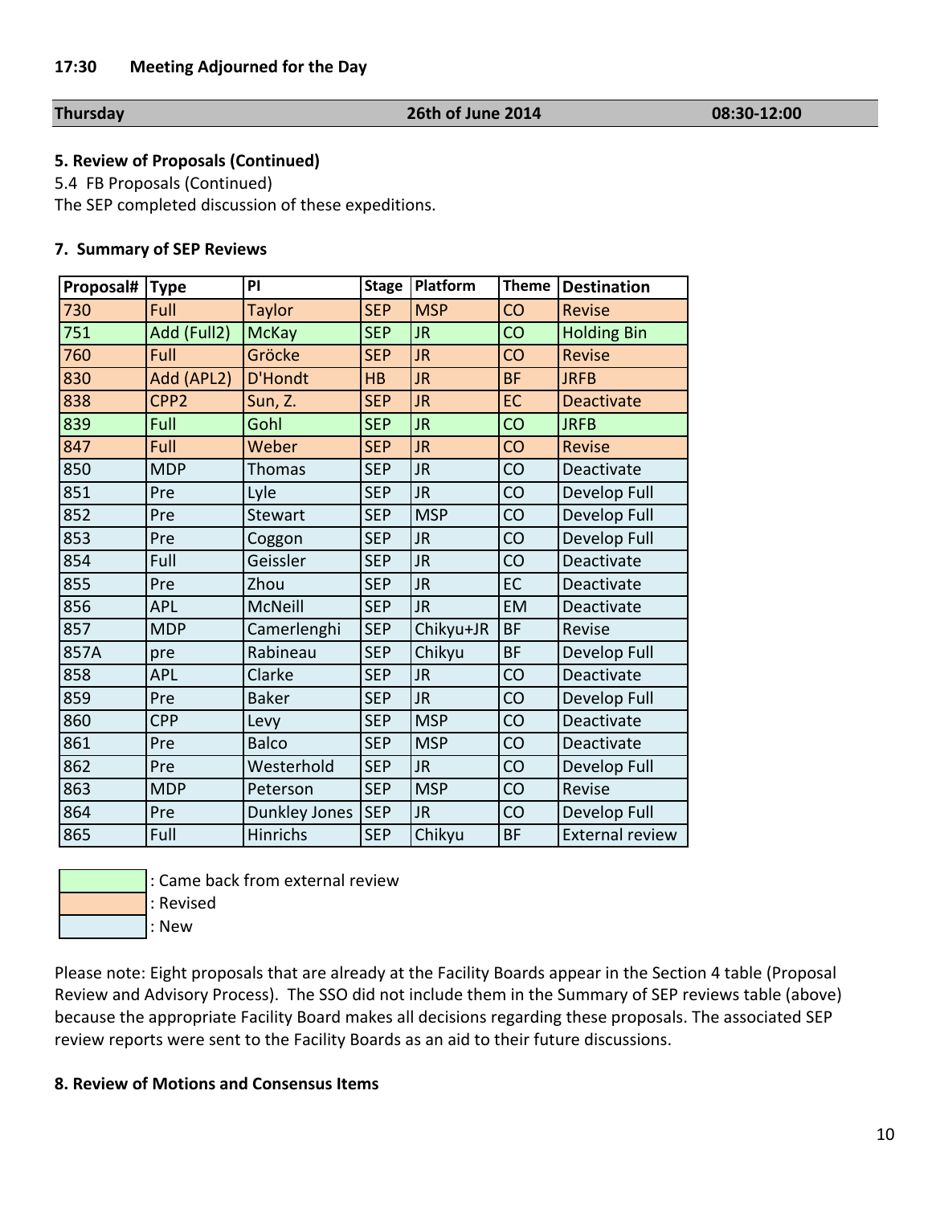**17:30 Meeting Adjourned for the Day**

| **Thursday** | **26th of June 2014** | **08:30-12:00** |
|---|---|---|

**5. Review of Proposals (Continued)**

5.4 FB Proposals (Continued)

The SEP completed discussion of these expeditions.

**7. Summary of SEP Reviews**

| Proposal# | Type | PI | Stage | Platform | Theme | Destination |
|---|---|---|---|---|---|---|
| 730 | Full | Taylor | SEP | MSP | CO | Revise |
| 751 | Add (Full2) | McKay | SEP | JR | CO | Holding Bin |
| 760 | Full | Gröcke | SEP | JR | CO | Revise |
| 830 | Add (APL2) | D'Hondt | HB | JR | BF | JRFB |
| 838 | CPP2 | Sun, Z. | SEP | JR | EC | Deactivate |
| 839 | Full | Gohl | SEP | JR | CO | JRFB |
| 847 | Full | Weber | SEP | JR | CO | Revise |
| 850 | MDP | Thomas | SEP | JR | CO | Deactivate |
| 851 | Pre | Lyle | SEP | JR | CO | Develop Full |
| 852 | Pre | Stewart | SEP | MSP | CO | Develop Full |
| 853 | Pre | Coggon | SEP | JR | CO | Develop Full |
| 854 | Full | Geissler | SEP | JR | CO | Deactivate |
| 855 | Pre | Zhou | SEP | JR | EC | Deactivate |
| 856 | APL | McNeill | SEP | JR | EM | Deactivate |
| 857 | MDP | Camerlenghi | SEP | Chikyu+JR | BF | Revise |
| 857A | pre | Rabineau | SEP | Chikyu | BF | Develop Full |
| 858 | APL | Clarke | SEP | JR | CO | Deactivate |
| 859 | Pre | Baker | SEP | JR | CO | Develop Full |
| 860 | CPP | Levy | SEP | MSP | CO | Deactivate |
| 861 | Pre | Balco | SEP | MSP | CO | Deactivate |
| 862 | Pre | Westerhold | SEP | JR | CO | Develop Full |
| 863 | MDP | Peterson | SEP | MSP | CO | Revise |
| 864 | Pre | Dunkley Jones | SEP | JR | CO | Develop Full |
| 865 | Full | Hinrichs | SEP | Chikyu | BF | External review |

(green) : Came back from external review
(orange) : Revised
(blue) : New

Please note: Eight proposals that are already at the Facility Boards appear in the Section 4 table (Proposal Review and Advisory Process). The SSO did not include them in the Summary of SEP reviews table (above) because the appropriate Facility Board makes all decisions regarding these proposals. The associated SEP review reports were sent to the Facility Boards as an aid to their future discussions.

**8. Review of Motions and Consensus Items**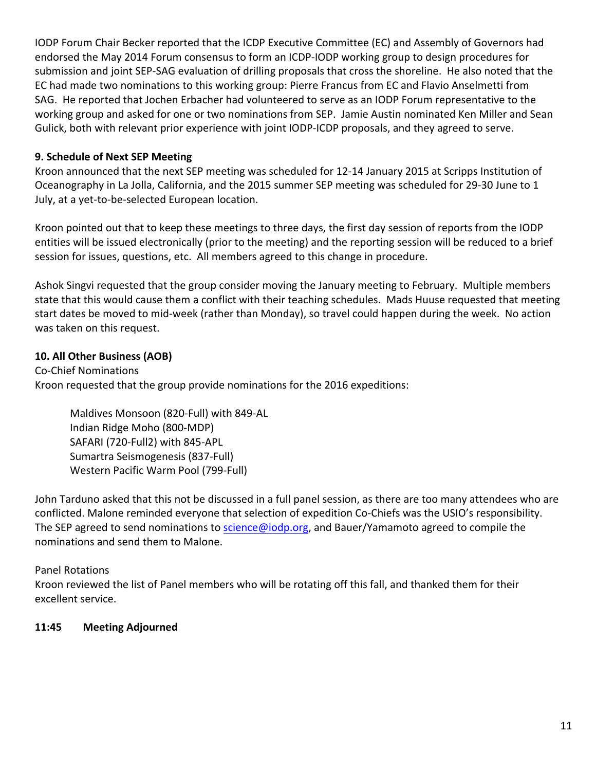IODP Forum Chair Becker reported that the ICDP Executive Committee (EC) and Assembly of Governors had endorsed the May 2014 Forum consensus to form an ICDP-IODP working group to design procedures for submission and joint SEP-SAG evaluation of drilling proposals that cross the shoreline. He also noted that the EC had made two nominations to this working group: Pierre Francus from EC and Flavio Anselmetti from SAG. He reported that Jochen Erbacher had volunteered to serve as an IODP Forum representative to the working group and asked for one or two nominations from SEP. Jamie Austin nominated Ken Miller and Sean Gulick, both with relevant prior experience with joint IODP-ICDP proposals, and they agreed to serve.

**9. Schedule of Next SEP Meeting**

Kroon announced that the next SEP meeting was scheduled for 12-14 January 2015 at Scripps Institution of Oceanography in La Jolla, California, and the 2015 summer SEP meeting was scheduled for 29-30 June to 1 July, at a yet-to-be-selected European location.

Kroon pointed out that to keep these meetings to three days, the first day session of reports from the IODP entities will be issued electronically (prior to the meeting) and the reporting session will be reduced to a brief session for issues, questions, etc. All members agreed to this change in procedure.

Ashok Singvi requested that the group consider moving the January meeting to February. Multiple members state that this would cause them a conflict with their teaching schedules. Mads Huuse requested that meeting start dates be moved to mid-week (rather than Monday), so travel could happen during the week. No action was taken on this request.

**10. All Other Business (AOB)**

Co-Chief Nominations

Kroon requested that the group provide nominations for the 2016 expeditions:

Maldives Monsoon (820-Full) with 849-AL
Indian Ridge Moho (800-MDP)
SAFARI (720-Full2) with 845-APL
Sumartra Seismogenesis (837-Full)
Western Pacific Warm Pool (799-Full)

John Tarduno asked that this not be discussed in a full panel session, as there are too many attendees who are conflicted. Malone reminded everyone that selection of expedition Co-Chiefs was the USIO's responsibility. The SEP agreed to send nominations to science@iodp.org, and Bauer/Yamamoto agreed to compile the nominations and send them to Malone.

Panel Rotations

Kroon reviewed the list of Panel members who will be rotating off this fall, and thanked them for their excellent service.

**11:45 Meeting Adjourned**